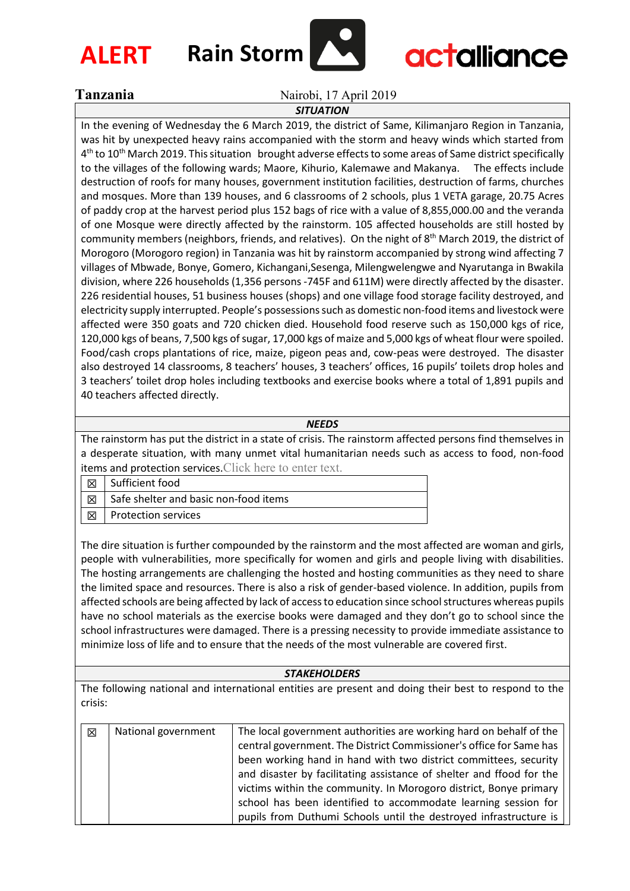# ALERT Rain Storm

actalliance

**Tanzania** Nairobi, 17 April 2019

***SITUATION***

In the evening of Wednesday the 6 March 2019, the district of Same, Kilimanjaro Region in Tanzania, was hit by unexpected heavy rains accompanied with the storm and heavy winds which started from 4th to 10th March 2019. This situation brought adverse effects to some areas of Same district specifically to the villages of the following wards; Maore, Kihurio, Kalemawe and Makanya. The effects include destruction of roofs for many houses, government institution facilities, destruction of farms, churches and mosques. More than 139 houses, and 6 classrooms of 2 schools, plus 1 VETA garage, 20.75 Acres of paddy crop at the harvest period plus 152 bags of rice with a value of 8,855,000.00 and the veranda of one Mosque were directly affected by the rainstorm. 105 affected households are still hosted by community members (neighbors, friends, and relatives). On the night of 8th March 2019, the district of Morogoro (Morogoro region) in Tanzania was hit by rainstorm accompanied by strong wind affecting 7 villages of Mbwade, Bonye, Gomero, Kichangani,Sesenga, Milengwelengwe and Nyarutanga in Bwakila division, where 226 households (1,356 persons -745F and 611M) were directly affected by the disaster. 226 residential houses, 51 business houses (shops) and one village food storage facility destroyed, and electricity supply interrupted. People's possessions such as domestic non-food items and livestock were affected were 350 goats and 720 chicken died. Household food reserve such as 150,000 kgs of rice, 120,000 kgs of beans, 7,500 kgs of sugar, 17,000 kgs of maize and 5,000 kgs of wheat flour were spoiled. Food/cash crops plantations of rice, maize, pigeon peas and, cow-peas were destroyed. The disaster also destroyed 14 classrooms, 8 teachers' houses, 3 teachers' offices, 16 pupils' toilets drop holes and 3 teachers' toilet drop holes including textbooks and exercise books where a total of 1,891 pupils and 40 teachers affected directly.

***NEEDS***

The rainstorm has put the district in a state of crisis. The rainstorm affected persons find themselves in a desperate situation, with many unmet vital humanitarian needs such as access to food, non-food items and protection services.Click here to enter text.

| | |
|---|---|
| ☒ | Sufficient food |
| ☒ | Safe shelter and basic non-food items |
| ☒ | Protection services |

The dire situation is further compounded by the rainstorm and the most affected are woman and girls, people with vulnerabilities, more specifically for women and girls and people living with disabilities. The hosting arrangements are challenging the hosted and hosting communities as they need to share the limited space and resources. There is also a risk of gender-based violence. In addition, pupils from affected schools are being affected by lack of access to education since school structures whereas pupils have no school materials as the exercise books were damaged and they don't go to school since the school infrastructures were damaged. There is a pressing necessity to provide immediate assistance to minimize loss of life and to ensure that the needs of the most vulnerable are covered first.

***STAKEHOLDERS***

The following national and international entities are present and doing their best to respond to the crisis:

| | | |
|---|---|---|
| ☒ | National government | The local government authorities are working hard on behalf of the central government. The District Commissioner's office for Same has been working hand in hand with two district committees, security and disaster by facilitating assistance of shelter and ffood for the victims within the community. In Morogoro district, Bonye primary school has been identified to accommodate learning session for pupils from Duthumi Schools until the destroyed infrastructure is |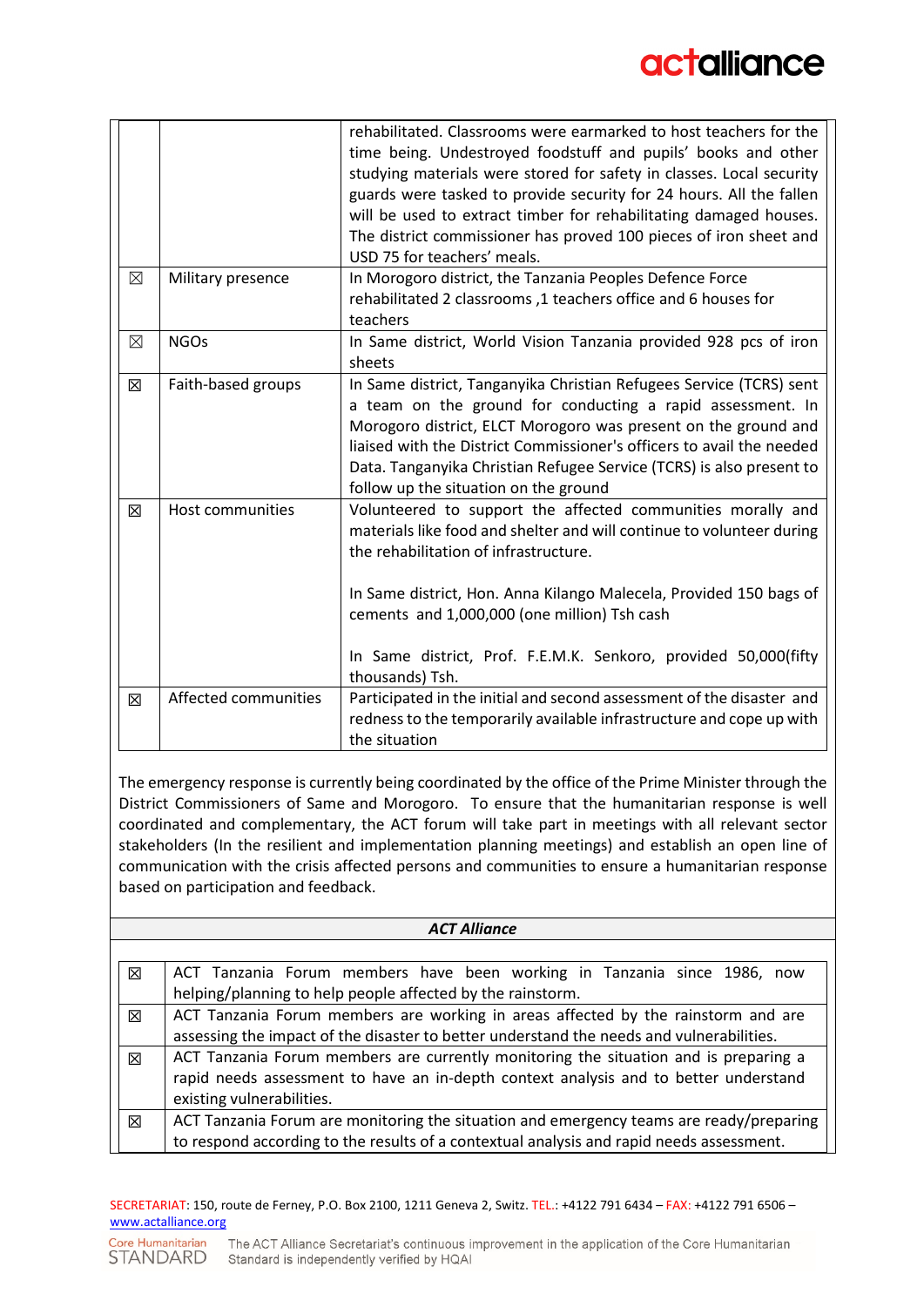| | | |
|---|---|---|
| | | rehabilitated. Classrooms were earmarked to host teachers for the time being. Undestroyed foodstuff and pupils' books and other studying materials were stored for safety in classes. Local security guards were tasked to provide security for 24 hours. All the fallen will be used to extract timber for rehabilitating damaged houses. The district commissioner has proved 100 pieces of iron sheet and USD 75 for teachers' meals. |
| ☒ | Military presence | In Morogoro district, the Tanzania Peoples Defence Force rehabilitated 2 classrooms ,1 teachers office and 6 houses for teachers |
| ☒ | NGOs | In Same district, World Vision Tanzania provided 928 pcs of iron sheets |
| ☒ | Faith-based groups | In Same district, Tanganyika Christian Refugees Service (TCRS) sent a team on the ground for conducting a rapid assessment. In Morogoro district, ELCT Morogoro was present on the ground and liaised with the District Commissioner's officers to avail the needed Data. Tanganyika Christian Refugee Service (TCRS) is also present to follow up the situation on the ground |
| ☒ | Host communities | Volunteered to support the affected communities morally and materials like food and shelter and will continue to volunteer during the rehabilitation of infrastructure.<br><br>In Same district, Hon. Anna Kilango Malecela, Provided 150 bags of cements and 1,000,000 (one million) Tsh cash<br><br>In Same district, Prof. F.E.M.K. Senkoro, provided 50,000(fifty thousands) Tsh. |
| ☒ | Affected communities | Participated in the initial and second assessment of the disaster and redness to the temporarily available infrastructure and cope up with the situation |

The emergency response is currently being coordinated by the office of the Prime Minister through the District Commissioners of Same and Morogoro. To ensure that the humanitarian response is well coordinated and complementary, the ACT forum will take part in meetings with all relevant sector stakeholders (In the resilient and implementation planning meetings) and establish an open line of communication with the crisis affected persons and communities to ensure a humanitarian response based on participation and feedback.

***ACT Alliance***

| | |
|---|---|
| ☒ | ACT Tanzania Forum members have been working in Tanzania since 1986, now helping/planning to help people affected by the rainstorm. |
| ☒ | ACT Tanzania Forum members are working in areas affected by the rainstorm and are assessing the impact of the disaster to better understand the needs and vulnerabilities. |
| ☒ | ACT Tanzania Forum members are currently monitoring the situation and is preparing a rapid needs assessment to have an in-depth context analysis and to better understand existing vulnerabilities. |
| ☒ | ACT Tanzania Forum are monitoring the situation and emergency teams are ready/preparing to respond according to the results of a contextual analysis and rapid needs assessment. |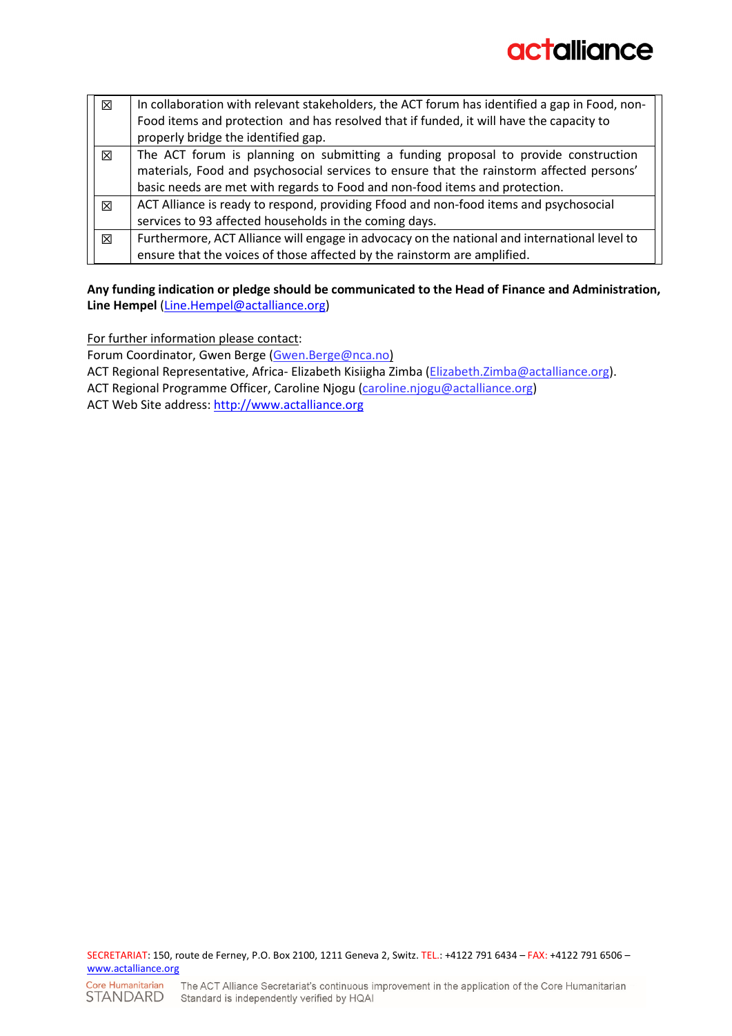| | |
|---|---|
| ☒ | In collaboration with relevant stakeholders, the ACT forum has identified a gap in Food, non-Food items and protection  and has resolved that if funded, it will have the capacity to properly bridge the identified gap. |
| ☒ | The ACT forum is planning on submitting a funding proposal to provide construction materials, Food and psychosocial services to ensure that the rainstorm affected persons' basic needs are met with regards to Food and non-food items and protection. |
| ☒ | ACT Alliance is ready to respond, providing Ffood and non-food items and psychosocial services to 93 affected households in the coming days. |
| ☒ | Furthermore, ACT Alliance will engage in advocacy on the national and international level to ensure that the voices of those affected by the rainstorm are amplified. |

**Any funding indication or pledge should be communicated to the Head of Finance and Administration, Line Hempel** (Line.Hempel@actalliance.org)

For further information please contact:
Forum Coordinator, Gwen Berge (Gwen.Berge@nca.no)
ACT Regional Representative, Africa- Elizabeth Kisiigha Zimba (Elizabeth.Zimba@actalliance.org).
ACT Regional Programme Officer, Caroline Njogu (caroline.njogu@actalliance.org)
ACT Web Site address: http://www.actalliance.org

SECRETARIAT: 150, route de Ferney, P.O. Box 2100, 1211 Geneva 2, Switz. TEL.: +4122 791 6434 – FAX: +4122 791 6506 – www.actalliance.org

Core Humanitarian STANDARD The ACT Alliance Secretariat's continuous improvement in the application of the Core Humanitarian Standard is independently verified by HQAI